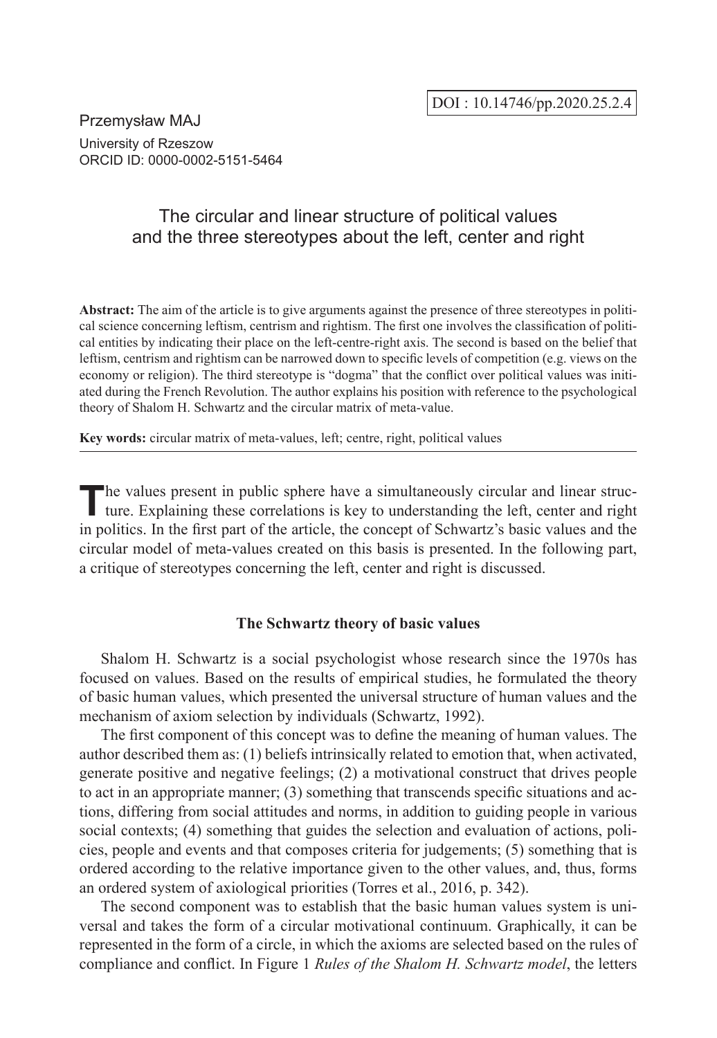DOI : 10.14746/pp.2020.25.2.4

Przemysław MAJ

University of Rzeszow

ORCID ID: 0000-0002-5151-5464

# The circular and linear structure of political values and the three stereotypes about the left, center and right

**Abstract:** The aim of the article is to give arguments against the presence of three stereotypes in political science concerning leftism, centrism and rightism. The first one involves the classification of political entities by indicating their place on the left-centre-right axis. The second is based on the belief that leftism, centrism and rightism can be narrowed down to specific levels of competition (e.g. views on the economy or religion). The third stereotype is "dogma" that the conflict over political values was initiated during the French Revolution. The author explains his position with reference to the psychological theory of Shalom H. Schwartz and the circular matrix of meta-value.

**Key words:** circular matrix of meta-values, left; centre, right, political values

The values present in public sphere have a simultaneously circular and linear structure. Explaining these correlations is key to understanding the left, center and right in politics. In the first part of the article, the concept of Schwartz's basic values and the circular model of meta-values created on this basis is presented. In the following part, a critique of stereotypes concerning the left, center and right is discussed.

## The Schwartz theory of basic values

Shalom H. Schwartz is a social psychologist whose research since the 1970s has focused on values. Based on the results of empirical studies, he formulated the theory of basic human values, which presented the universal structure of human values and the mechanism of axiom selection by individuals (Schwartz, 1992).

The first component of this concept was to define the meaning of human values. The author described them as: (1) beliefs intrinsically related to emotion that, when activated, generate positive and negative feelings; (2) a motivational construct that drives people to act in an appropriate manner; (3) something that transcends specific situations and actions, differing from social attitudes and norms, in addition to guiding people in various social contexts; (4) something that guides the selection and evaluation of actions, policies, people and events and that composes criteria for judgements; (5) something that is ordered according to the relative importance given to the other values, and, thus, forms an ordered system of axiological priorities (Torres et al., 2016, p. 342).

The second component was to establish that the basic human values system is universal and takes the form of a circular motivational continuum. Graphically, it can be represented in the form of a circle, in which the axioms are selected based on the rules of compliance and conflict. In Figure 1 *Rules of the Shalom H. Schwartz model*, the letters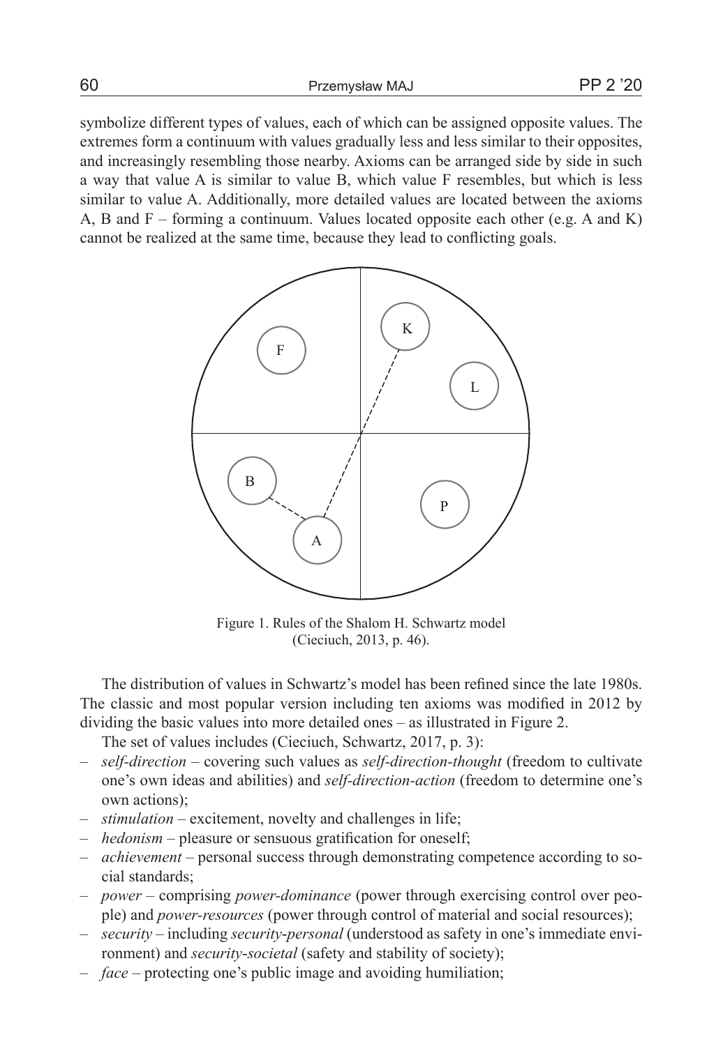symbolize different types of values, each of which can be assigned opposite values. The extremes form a continuum with values gradually less and less similar to their opposites, and increasingly resembling those nearby. Axioms can be arranged side by side in such a way that value A is similar to value B, which value F resembles, but which is less similar to value A. Additionally, more detailed values are located between the axioms A, B and F – forming a continuum. Values located opposite each other (e.g. A and K) cannot be realized at the same time, because they lead to conflicting goals.

Figure 1. Rules of the Shalom H. Schwartz model (Cieciuch, 2013, p. 46).

The distribution of values in Schwartz's model has been refined since the late 1980s. The classic and most popular version including ten axioms was modified in 2012 by dividing the basic values into more detailed ones – as illustrated in Figure 2.

The set of values includes (Cieciuch, Schwartz, 2017, p. 3):

- *self-direction* – covering such values as *self-direction-thought* (freedom to cultivate one's own ideas and abilities) and *self-direction-action* (freedom to determine one's own actions);
- *stimulation* – excitement, novelty and challenges in life;
- *hedonism* – pleasure or sensuous gratification for oneself;
- *achievement* – personal success through demonstrating competence according to social standards;
- *power* – comprising *power-dominance* (power through exercising control over people) and *power-resources* (power through control of material and social resources);
- *security* – including *security-personal* (understood as safety in one's immediate environment) and *security-societal* (safety and stability of society);
- *face* – protecting one's public image and avoiding humiliation;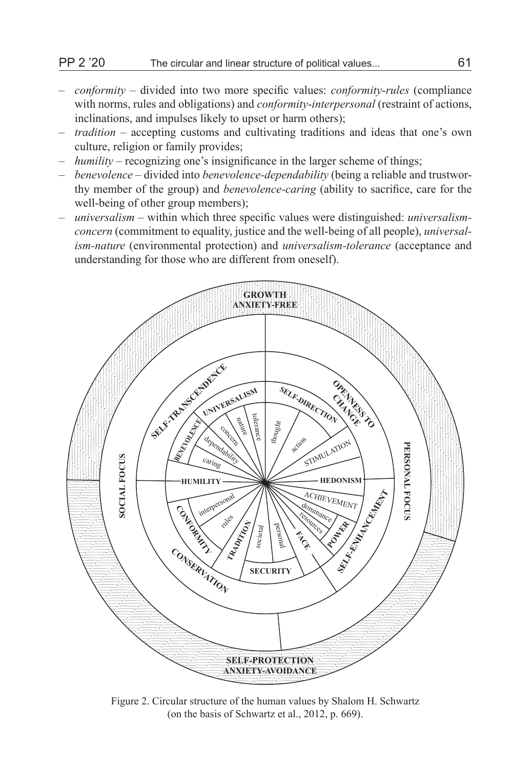- *conformity* – divided into two more specific values: *conformity-rules* (compliance with norms, rules and obligations) and *conformity-interpersonal* (restraint of actions, inclinations, and impulses likely to upset or harm others);
- *tradition* – accepting customs and cultivating traditions and ideas that one's own culture, religion or family provides;
- *humility* – recognizing one's insignificance in the larger scheme of things;
- *benevolence* – divided into *benevolence-dependability* (being a reliable and trustworthy member of the group) and *benevolence-caring* (ability to sacrifice, care for the well-being of other group members);
- *universalism* – within which three specific values were distinguished: *universalism-concern* (commitment to equality, justice and the well-being of all people), *universalism-nature* (environmental protection) and *universalism-tolerance* (acceptance and understanding for those who are different from oneself).

Figure 2. Circular structure of the human values by Shalom H. Schwartz (on the basis of Schwartz et al., 2012, p. 669).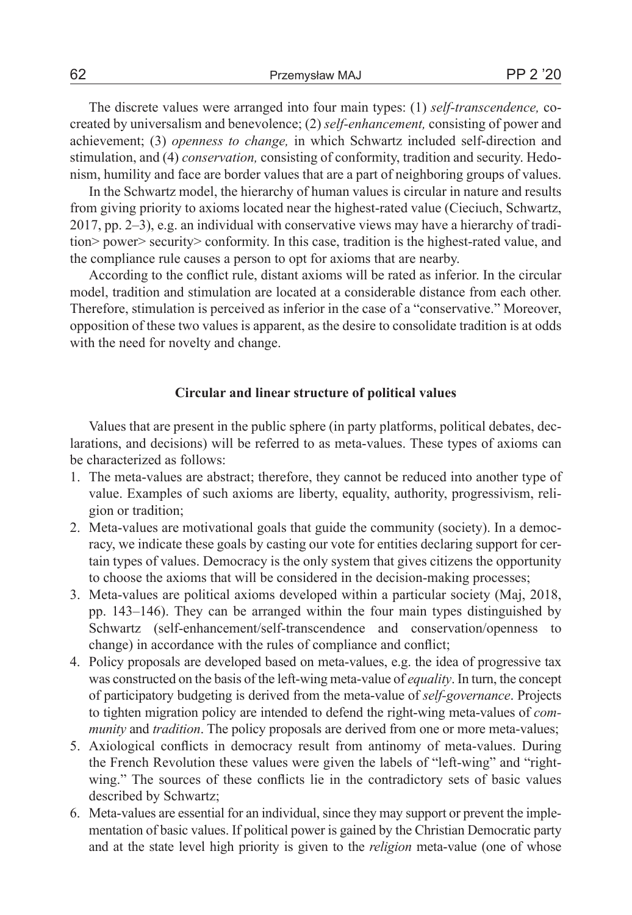The discrete values were arranged into four main types: (1) *self-transcendence,* co-created by universalism and benevolence; (2) *self-enhancement,* consisting of power and achievement; (3) *openness to change,* in which Schwartz included self-direction and stimulation, and (4) *conservation,* consisting of conformity, tradition and security. Hedonism, humility and face are border values that are a part of neighboring groups of values.

In the Schwartz model, the hierarchy of human values is circular in nature and results from giving priority to axioms located near the highest-rated value (Cieciuch, Schwartz, 2017, pp. 2–3), e.g. an individual with conservative views may have a hierarchy of tradition> power> security> conformity. In this case, tradition is the highest-rated value, and the compliance rule causes a person to opt for axioms that are nearby.

According to the conflict rule, distant axioms will be rated as inferior. In the circular model, tradition and stimulation are located at a considerable distance from each other. Therefore, stimulation is perceived as inferior in the case of a "conservative." Moreover, opposition of these two values is apparent, as the desire to consolidate tradition is at odds with the need for novelty and change.

## Circular and linear structure of political values

Values that are present in the public sphere (in party platforms, political debates, declarations, and decisions) will be referred to as meta-values. These types of axioms can be characterized as follows:

1. The meta-values are abstract; therefore, they cannot be reduced into another type of value. Examples of such axioms are liberty, equality, authority, progressivism, religion or tradition;
2. Meta-values are motivational goals that guide the community (society). In a democracy, we indicate these goals by casting our vote for entities declaring support for certain types of values. Democracy is the only system that gives citizens the opportunity to choose the axioms that will be considered in the decision-making processes;
3. Meta-values are political axioms developed within a particular society (Maj, 2018, pp. 143–146). They can be arranged within the four main types distinguished by Schwartz (self-enhancement/self-transcendence and conservation/openness to change) in accordance with the rules of compliance and conflict;
4. Policy proposals are developed based on meta-values, e.g. the idea of progressive tax was constructed on the basis of the left-wing meta-value of *equality*. In turn, the concept of participatory budgeting is derived from the meta-value of *self-governance*. Projects to tighten migration policy are intended to defend the right-wing meta-values of *community* and *tradition*. The policy proposals are derived from one or more meta-values;
5. Axiological conflicts in democracy result from antinomy of meta-values. During the French Revolution these values were given the labels of "left-wing" and "right-wing." The sources of these conflicts lie in the contradictory sets of basic values described by Schwartz;
6. Meta-values are essential for an individual, since they may support or prevent the implementation of basic values. If political power is gained by the Christian Democratic party and at the state level high priority is given to the *religion* meta-value (one of whose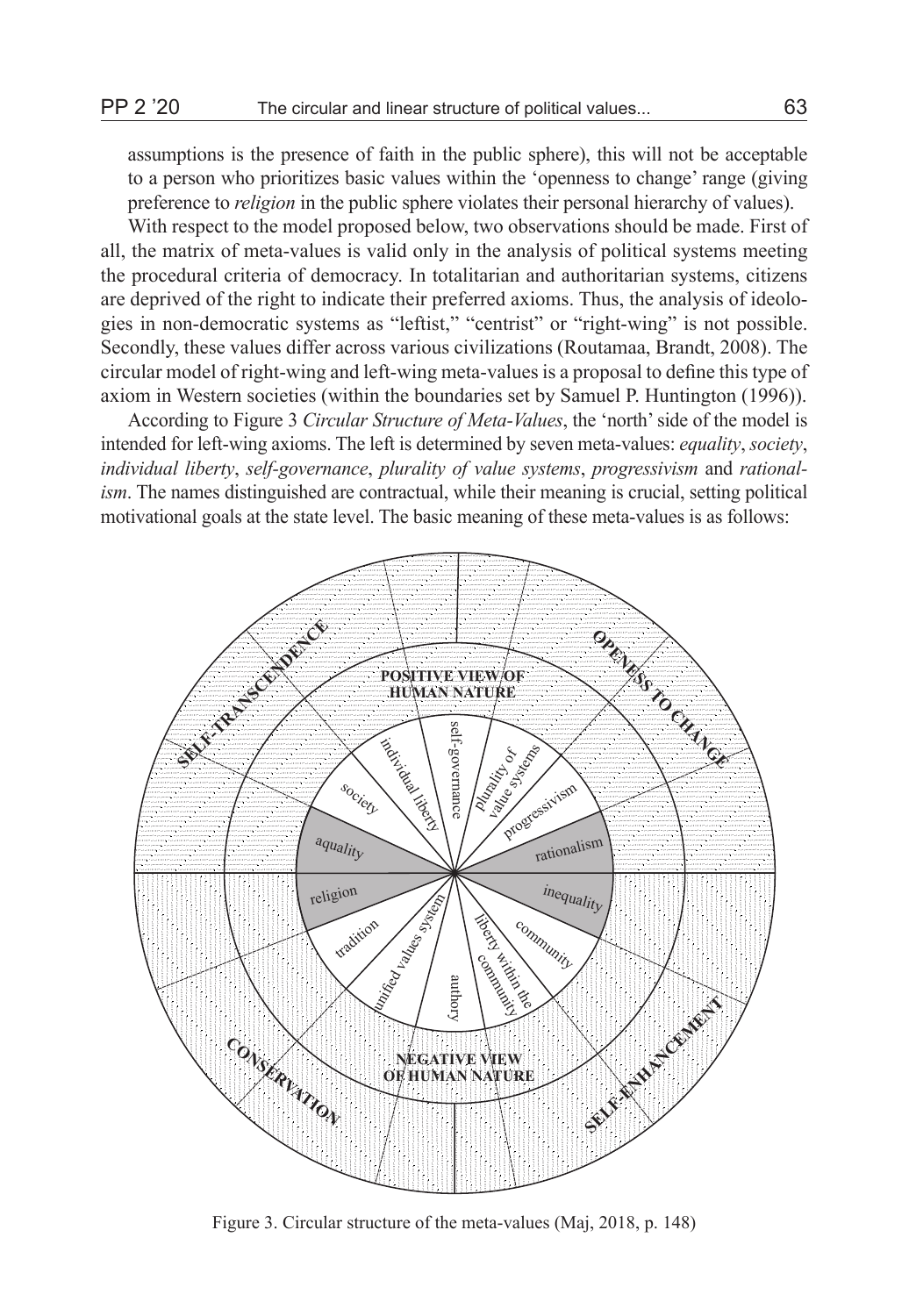assumptions is the presence of faith in the public sphere), this will not be acceptable to a person who prioritizes basic values within the 'openness to change' range (giving preference to *religion* in the public sphere violates their personal hierarchy of values).

With respect to the model proposed below, two observations should be made. First of all, the matrix of meta-values is valid only in the analysis of political systems meeting the procedural criteria of democracy. In totalitarian and authoritarian systems, citizens are deprived of the right to indicate their preferred axioms. Thus, the analysis of ideologies in non-democratic systems as "leftist," "centrist" or "right-wing" is not possible. Secondly, these values differ across various civilizations (Routamaa, Brandt, 2008). The circular model of right-wing and left-wing meta-values is a proposal to define this type of axiom in Western societies (within the boundaries set by Samuel P. Huntington (1996)).

According to Figure 3 *Circular Structure of Meta-Values*, the 'north' side of the model is intended for left-wing axioms. The left is determined by seven meta-values: *equality*, *society*, *individual liberty*, *self-governance*, *plurality of value systems*, *progressivism* and *rationalism*. The names distinguished are contractual, while their meaning is crucial, setting political motivational goals at the state level. The basic meaning of these meta-values is as follows:

Figure 3. Circular structure of the meta-values (Maj, 2018, p. 148)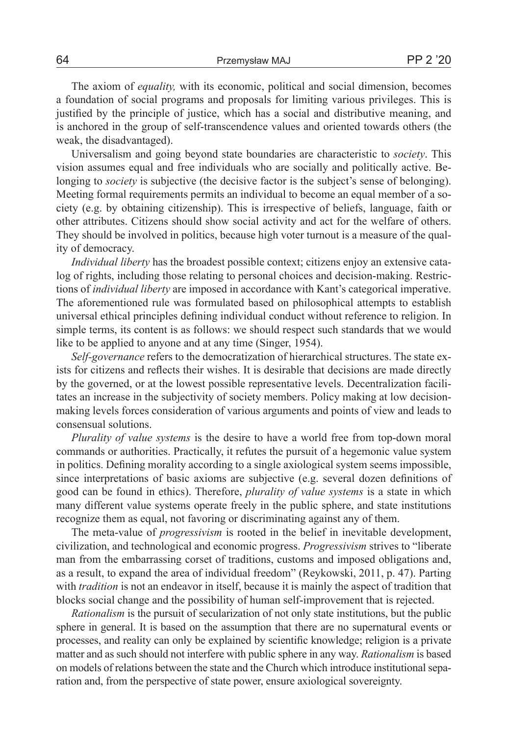The axiom of *equality,* with its economic, political and social dimension, becomes a foundation of social programs and proposals for limiting various privileges. This is justified by the principle of justice, which has a social and distributive meaning, and is anchored in the group of self-transcendence values and oriented towards others (the weak, the disadvantaged).

Universalism and going beyond state boundaries are characteristic to *society*. This vision assumes equal and free individuals who are socially and politically active. Belonging to *society* is subjective (the decisive factor is the subject's sense of belonging). Meeting formal requirements permits an individual to become an equal member of a society (e.g. by obtaining citizenship). This is irrespective of beliefs, language, faith or other attributes. Citizens should show social activity and act for the welfare of others. They should be involved in politics, because high voter turnout is a measure of the quality of democracy.

*Individual liberty* has the broadest possible context; citizens enjoy an extensive catalog of rights, including those relating to personal choices and decision-making. Restrictions of *individual liberty* are imposed in accordance with Kant's categorical imperative. The aforementioned rule was formulated based on philosophical attempts to establish universal ethical principles defining individual conduct without reference to religion. In simple terms, its content is as follows: we should respect such standards that we would like to be applied to anyone and at any time (Singer, 1954).

*Self-governance* refers to the democratization of hierarchical structures. The state exists for citizens and reflects their wishes. It is desirable that decisions are made directly by the governed, or at the lowest possible representative levels. Decentralization facilitates an increase in the subjectivity of society members. Policy making at low decision-making levels forces consideration of various arguments and points of view and leads to consensual solutions.

*Plurality of value systems* is the desire to have a world free from top-down moral commands or authorities. Practically, it refutes the pursuit of a hegemonic value system in politics. Defining morality according to a single axiological system seems impossible, since interpretations of basic axioms are subjective (e.g. several dozen definitions of good can be found in ethics). Therefore, *plurality of value systems* is a state in which many different value systems operate freely in the public sphere, and state institutions recognize them as equal, not favoring or discriminating against any of them.

The meta-value of *progressivism* is rooted in the belief in inevitable development, civilization, and technological and economic progress. *Progressivism* strives to "liberate man from the embarrassing corset of traditions, customs and imposed obligations and, as a result, to expand the area of individual freedom" (Reykowski, 2011, p. 47). Parting with *tradition* is not an endeavor in itself, because it is mainly the aspect of tradition that blocks social change and the possibility of human self-improvement that is rejected.

*Rationalism* is the pursuit of secularization of not only state institutions, but the public sphere in general. It is based on the assumption that there are no supernatural events or processes, and reality can only be explained by scientific knowledge; religion is a private matter and as such should not interfere with public sphere in any way. *Rationalism* is based on models of relations between the state and the Church which introduce institutional separation and, from the perspective of state power, ensure axiological sovereignty.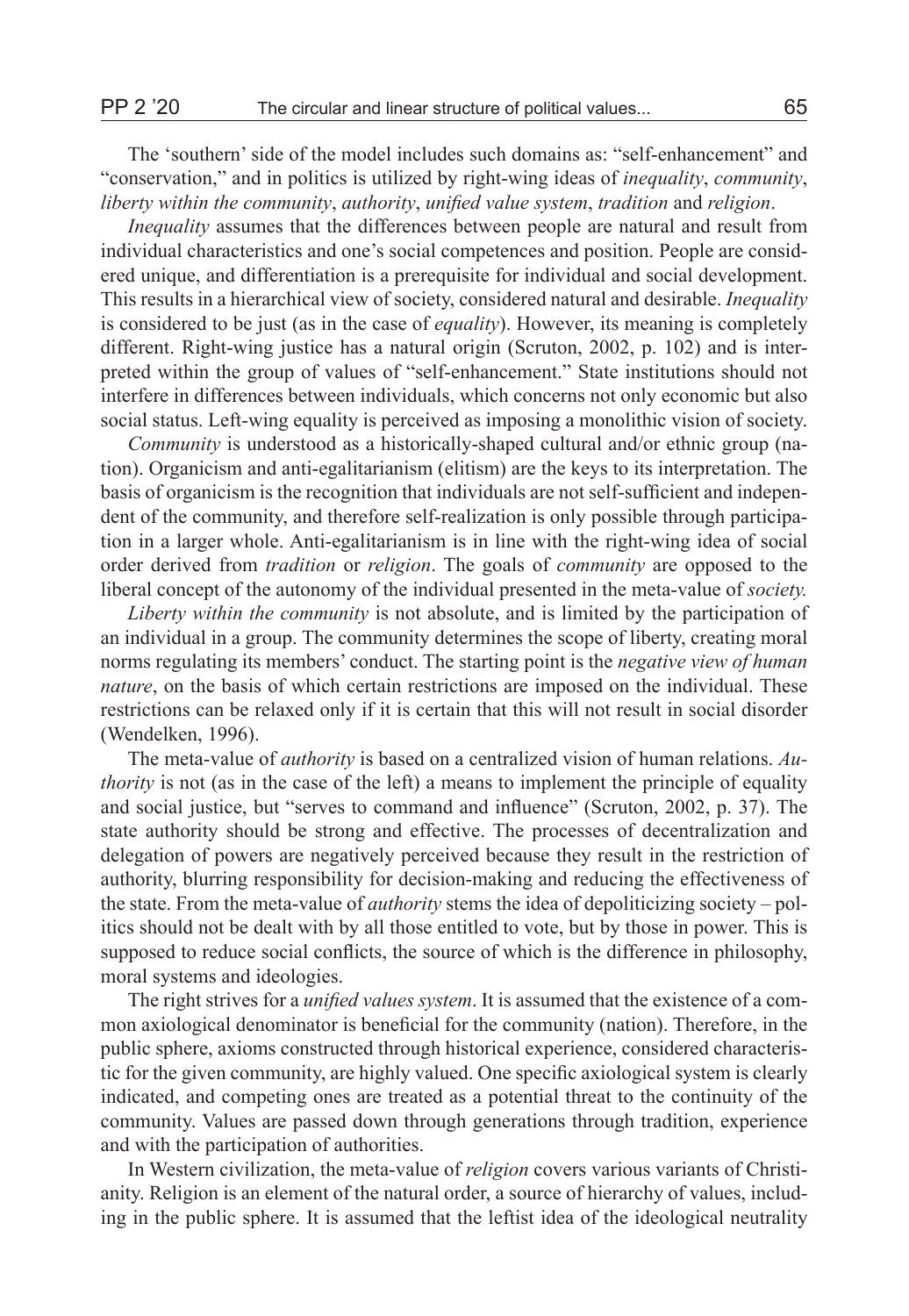The 'southern' side of the model includes such domains as: "self-enhancement" and "conservation," and in politics is utilized by right-wing ideas of *inequality*, *community*, *liberty within the community*, *authority*, *unified value system*, *tradition* and *religion*.

*Inequality* assumes that the differences between people are natural and result from individual characteristics and one's social competences and position. People are considered unique, and differentiation is a prerequisite for individual and social development. This results in a hierarchical view of society, considered natural and desirable. *Inequality* is considered to be just (as in the case of *equality*). However, its meaning is completely different. Right-wing justice has a natural origin (Scruton, 2002, p. 102) and is interpreted within the group of values of "self-enhancement." State institutions should not interfere in differences between individuals, which concerns not only economic but also social status. Left-wing equality is perceived as imposing a monolithic vision of society.

*Community* is understood as a historically-shaped cultural and/or ethnic group (nation). Organicism and anti-egalitarianism (elitism) are the keys to its interpretation. The basis of organicism is the recognition that individuals are not self-sufficient and independent of the community, and therefore self-realization is only possible through participation in a larger whole. Anti-egalitarianism is in line with the right-wing idea of social order derived from *tradition* or *religion*. The goals of *community* are opposed to the liberal concept of the autonomy of the individual presented in the meta-value of *society.*

*Liberty within the community* is not absolute, and is limited by the participation of an individual in a group. The community determines the scope of liberty, creating moral norms regulating its members' conduct. The starting point is the *negative view of human nature*, on the basis of which certain restrictions are imposed on the individual. These restrictions can be relaxed only if it is certain that this will not result in social disorder (Wendelken, 1996).

The meta-value of *authority* is based on a centralized vision of human relations. *Authority* is not (as in the case of the left) a means to implement the principle of equality and social justice, but "serves to command and influence" (Scruton, 2002, p. 37). The state authority should be strong and effective. The processes of decentralization and delegation of powers are negatively perceived because they result in the restriction of authority, blurring responsibility for decision-making and reducing the effectiveness of the state. From the meta-value of *authority* stems the idea of depoliticizing society – politics should not be dealt with by all those entitled to vote, but by those in power. This is supposed to reduce social conflicts, the source of which is the difference in philosophy, moral systems and ideologies.

The right strives for a *unified values system*. It is assumed that the existence of a common axiological denominator is beneficial for the community (nation). Therefore, in the public sphere, axioms constructed through historical experience, considered characteristic for the given community, are highly valued. One specific axiological system is clearly indicated, and competing ones are treated as a potential threat to the continuity of the community. Values are passed down through generations through tradition, experience and with the participation of authorities.

In Western civilization, the meta-value of *religion* covers various variants of Christianity. Religion is an element of the natural order, a source of hierarchy of values, including in the public sphere. It is assumed that the leftist idea of the ideological neutrality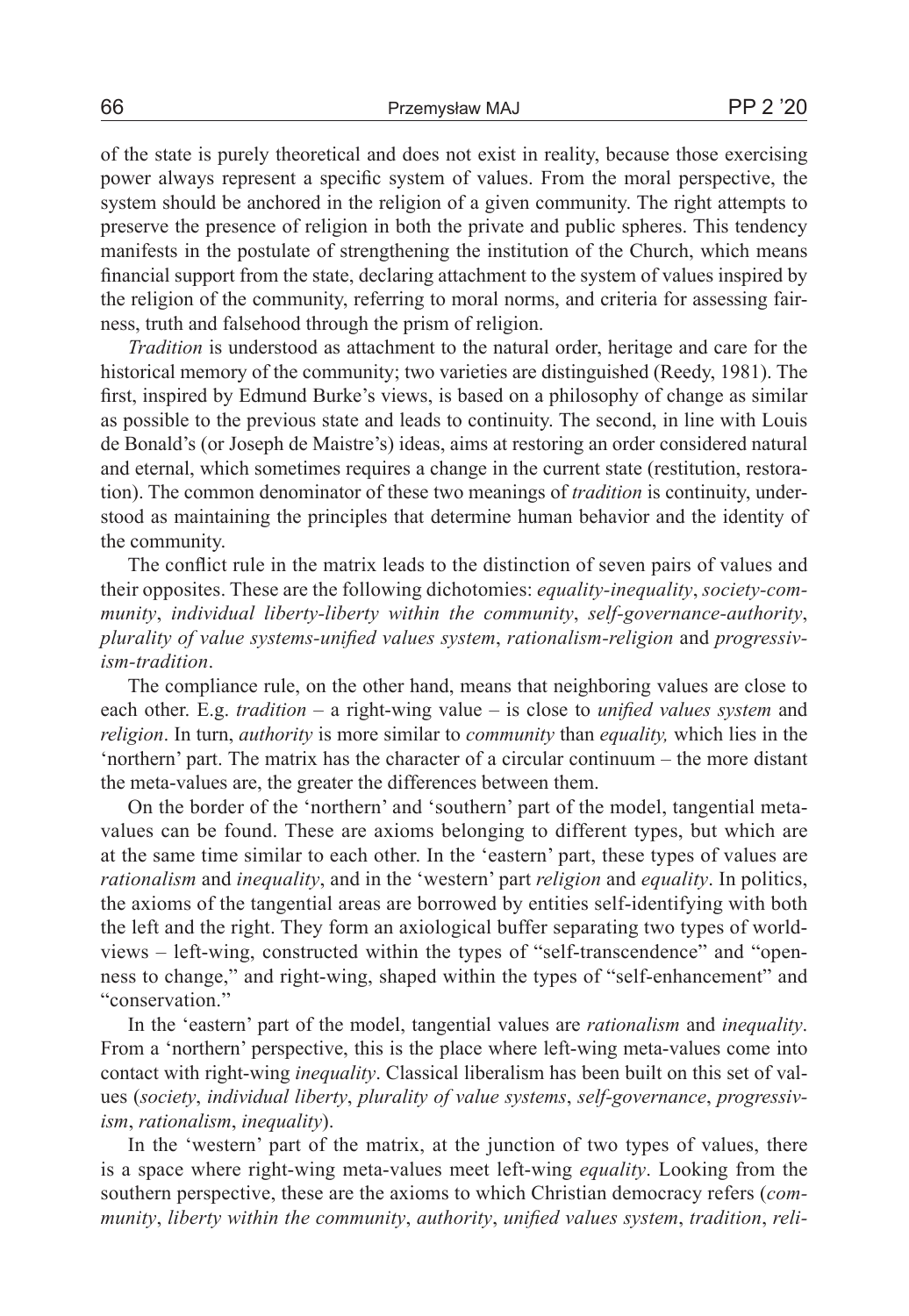of the state is purely theoretical and does not exist in reality, because those exercising power always represent a specific system of values. From the moral perspective, the system should be anchored in the religion of a given community. The right attempts to preserve the presence of religion in both the private and public spheres. This tendency manifests in the postulate of strengthening the institution of the Church, which means financial support from the state, declaring attachment to the system of values inspired by the religion of the community, referring to moral norms, and criteria for assessing fairness, truth and falsehood through the prism of religion.

*Tradition* is understood as attachment to the natural order, heritage and care for the historical memory of the community; two varieties are distinguished (Reedy, 1981). The first, inspired by Edmund Burke's views, is based on a philosophy of change as similar as possible to the previous state and leads to continuity. The second, in line with Louis de Bonald's (or Joseph de Maistre's) ideas, aims at restoring an order considered natural and eternal, which sometimes requires a change in the current state (restitution, restoration). The common denominator of these two meanings of *tradition* is continuity, understood as maintaining the principles that determine human behavior and the identity of the community.

The conflict rule in the matrix leads to the distinction of seven pairs of values and their opposites. These are the following dichotomies: *equality-inequality*, *society-community*, *individual liberty-liberty within the community*, *self-governance-authority*, *plurality of value systems-unified values system*, *rationalism-religion* and *progressivism-tradition*.

The compliance rule, on the other hand, means that neighboring values are close to each other. E.g. *tradition* – a right-wing value – is close to *unified values system* and *religion*. In turn, *authority* is more similar to *community* than *equality,* which lies in the 'northern' part. The matrix has the character of a circular continuum – the more distant the meta-values are, the greater the differences between them.

On the border of the 'northern' and 'southern' part of the model, tangential meta-values can be found. These are axioms belonging to different types, but which are at the same time similar to each other. In the 'eastern' part, these types of values are *rationalism* and *inequality*, and in the 'western' part *religion* and *equality*. In politics, the axioms of the tangential areas are borrowed by entities self-identifying with both the left and the right. They form an axiological buffer separating two types of worldviews – left-wing, constructed within the types of "self-transcendence" and "openness to change," and right-wing, shaped within the types of "self-enhancement" and "conservation."

In the 'eastern' part of the model, tangential values are *rationalism* and *inequality*. From a 'northern' perspective, this is the place where left-wing meta-values come into contact with right-wing *inequality*. Classical liberalism has been built on this set of values (*society*, *individual liberty*, *plurality of value systems*, *self-governance*, *progressivism*, *rationalism*, *inequality*).

In the 'western' part of the matrix, at the junction of two types of values, there is a space where right-wing meta-values meet left-wing *equality*. Looking from the southern perspective, these are the axioms to which Christian democracy refers (*community*, *liberty within the community*, *authority*, *unified values system*, *tradition*, *reli-*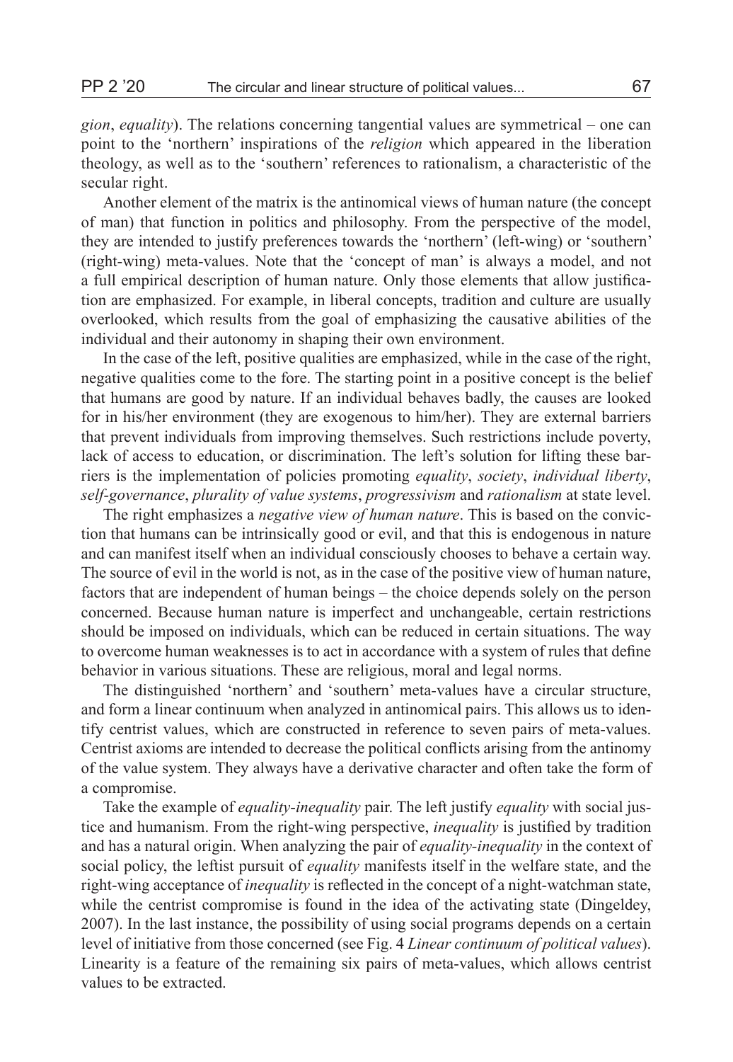*gion*, *equality*). The relations concerning tangential values are symmetrical – one can point to the 'northern' inspirations of the *religion* which appeared in the liberation theology, as well as to the 'southern' references to rationalism, a characteristic of the secular right.

Another element of the matrix is the antinomical views of human nature (the concept of man) that function in politics and philosophy. From the perspective of the model, they are intended to justify preferences towards the 'northern' (left-wing) or 'southern' (right-wing) meta-values. Note that the 'concept of man' is always a model, and not a full empirical description of human nature. Only those elements that allow justification are emphasized. For example, in liberal concepts, tradition and culture are usually overlooked, which results from the goal of emphasizing the causative abilities of the individual and their autonomy in shaping their own environment.

In the case of the left, positive qualities are emphasized, while in the case of the right, negative qualities come to the fore. The starting point in a positive concept is the belief that humans are good by nature. If an individual behaves badly, the causes are looked for in his/her environment (they are exogenous to him/her). They are external barriers that prevent individuals from improving themselves. Such restrictions include poverty, lack of access to education, or discrimination. The left's solution for lifting these barriers is the implementation of policies promoting *equality*, *society*, *individual liberty*, *self-governance*, *plurality of value systems*, *progressivism* and *rationalism* at state level.

The right emphasizes a *negative view of human nature*. This is based on the conviction that humans can be intrinsically good or evil, and that this is endogenous in nature and can manifest itself when an individual consciously chooses to behave a certain way. The source of evil in the world is not, as in the case of the positive view of human nature, factors that are independent of human beings – the choice depends solely on the person concerned. Because human nature is imperfect and unchangeable, certain restrictions should be imposed on individuals, which can be reduced in certain situations. The way to overcome human weaknesses is to act in accordance with a system of rules that define behavior in various situations. These are religious, moral and legal norms.

The distinguished 'northern' and 'southern' meta-values have a circular structure, and form a linear continuum when analyzed in antinomical pairs. This allows us to identify centrist values, which are constructed in reference to seven pairs of meta-values. Centrist axioms are intended to decrease the political conflicts arising from the antinomy of the value system. They always have a derivative character and often take the form of a compromise.

Take the example of *equality-inequality* pair. The left justify *equality* with social justice and humanism. From the right-wing perspective, *inequality* is justified by tradition and has a natural origin. When analyzing the pair of *equality-inequality* in the context of social policy, the leftist pursuit of *equality* manifests itself in the welfare state, and the right-wing acceptance of *inequality* is reflected in the concept of a night-watchman state, while the centrist compromise is found in the idea of the activating state (Dingeldey, 2007). In the last instance, the possibility of using social programs depends on a certain level of initiative from those concerned (see Fig. 4 *Linear continuum of political values*). Linearity is a feature of the remaining six pairs of meta-values, which allows centrist values to be extracted.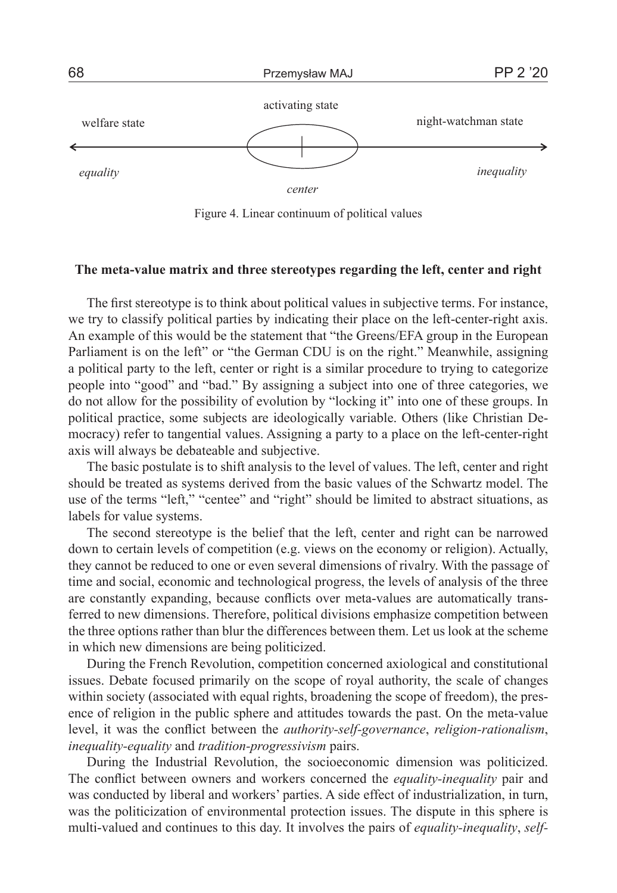welfare state

activating state

night-watchman state

*equality*

*center*

*inequality*

Figure 4. Linear continuum of political values

**The meta-value matrix and three stereotypes regarding the left, center and right**

The first stereotype is to think about political values in subjective terms. For instance, we try to classify political parties by indicating their place on the left-center-right axis. An example of this would be the statement that "the Greens/EFA group in the European Parliament is on the left" or "the German CDU is on the right." Meanwhile, assigning a political party to the left, center or right is a similar procedure to trying to categorize people into "good" and "bad." By assigning a subject into one of three categories, we do not allow for the possibility of evolution by "locking it" into one of these groups. In political practice, some subjects are ideologically variable. Others (like Christian Democracy) refer to tangential values. Assigning a party to a place on the left-center-right axis will always be debateable and subjective.

The basic postulate is to shift analysis to the level of values. The left, center and right should be treated as systems derived from the basic values of the Schwartz model. The use of the terms "left," "centee" and "right" should be limited to abstract situations, as labels for value systems.

The second stereotype is the belief that the left, center and right can be narrowed down to certain levels of competition (e.g. views on the economy or religion). Actually, they cannot be reduced to one or even several dimensions of rivalry. With the passage of time and social, economic and technological progress, the levels of analysis of the three are constantly expanding, because conflicts over meta-values are automatically transferred to new dimensions. Therefore, political divisions emphasize competition between the three options rather than blur the differences between them. Let us look at the scheme in which new dimensions are being politicized.

During the French Revolution, competition concerned axiological and constitutional issues. Debate focused primarily on the scope of royal authority, the scale of changes within society (associated with equal rights, broadening the scope of freedom), the presence of religion in the public sphere and attitudes towards the past. On the meta-value level, it was the conflict between the *authority-self-governance*, *religion-rationalism*, *inequality-equality* and *tradition-progressivism* pairs.

During the Industrial Revolution, the socioeconomic dimension was politicized. The conflict between owners and workers concerned the *equality-inequality* pair and was conducted by liberal and workers' parties. A side effect of industrialization, in turn, was the politicization of environmental protection issues. The dispute in this sphere is multi-valued and continues to this day. It involves the pairs of *equality-inequality*, *self-*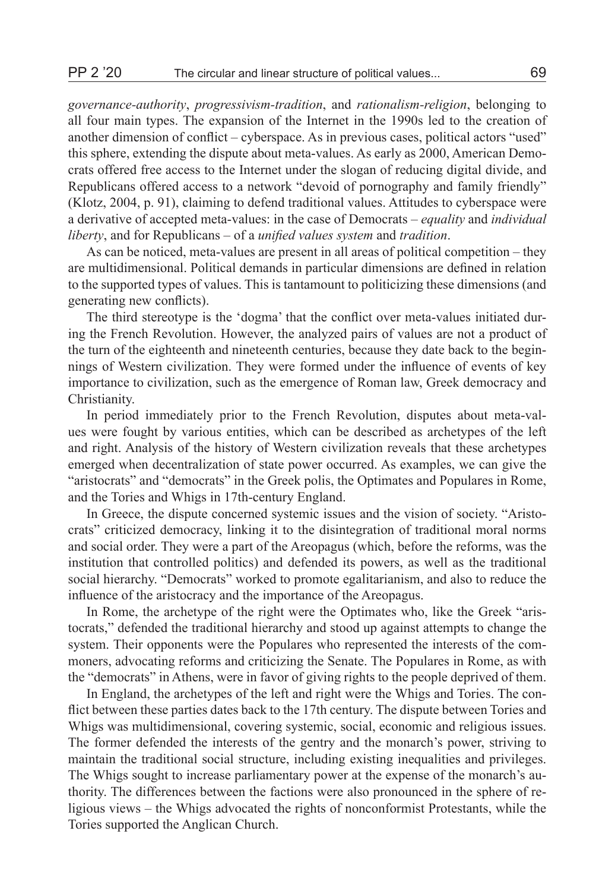*governance-authority*, *progressivism-tradition*, and *rationalism-religion*, belonging to all four main types. The expansion of the Internet in the 1990s led to the creation of another dimension of conflict – cyberspace. As in previous cases, political actors "used" this sphere, extending the dispute about meta-values. As early as 2000, American Democrats offered free access to the Internet under the slogan of reducing digital divide, and Republicans offered access to a network "devoid of pornography and family friendly" (Klotz, 2004, p. 91), claiming to defend traditional values. Attitudes to cyberspace were a derivative of accepted meta-values: in the case of Democrats – *equality* and *individual liberty*, and for Republicans – of a *unified values system* and *tradition*.

As can be noticed, meta-values are present in all areas of political competition – they are multidimensional. Political demands in particular dimensions are defined in relation to the supported types of values. This is tantamount to politicizing these dimensions (and generating new conflicts).

The third stereotype is the 'dogma' that the conflict over meta-values initiated during the French Revolution. However, the analyzed pairs of values are not a product of the turn of the eighteenth and nineteenth centuries, because they date back to the beginnings of Western civilization. They were formed under the influence of events of key importance to civilization, such as the emergence of Roman law, Greek democracy and Christianity.

In period immediately prior to the French Revolution, disputes about meta-values were fought by various entities, which can be described as archetypes of the left and right. Analysis of the history of Western civilization reveals that these archetypes emerged when decentralization of state power occurred. As examples, we can give the "aristocrats" and "democrats" in the Greek polis, the Optimates and Populares in Rome, and the Tories and Whigs in 17th-century England.

In Greece, the dispute concerned systemic issues and the vision of society. "Aristocrats" criticized democracy, linking it to the disintegration of traditional moral norms and social order. They were a part of the Areopagus (which, before the reforms, was the institution that controlled politics) and defended its powers, as well as the traditional social hierarchy. "Democrats" worked to promote egalitarianism, and also to reduce the influence of the aristocracy and the importance of the Areopagus.

In Rome, the archetype of the right were the Optimates who, like the Greek "aristocrats," defended the traditional hierarchy and stood up against attempts to change the system. Their opponents were the Populares who represented the interests of the commoners, advocating reforms and criticizing the Senate. The Populares in Rome, as with the "democrats" in Athens, were in favor of giving rights to the people deprived of them.

In England, the archetypes of the left and right were the Whigs and Tories. The conflict between these parties dates back to the 17th century. The dispute between Tories and Whigs was multidimensional, covering systemic, social, economic and religious issues. The former defended the interests of the gentry and the monarch's power, striving to maintain the traditional social structure, including existing inequalities and privileges. The Whigs sought to increase parliamentary power at the expense of the monarch's authority. The differences between the factions were also pronounced in the sphere of religious views – the Whigs advocated the rights of nonconformist Protestants, while the Tories supported the Anglican Church.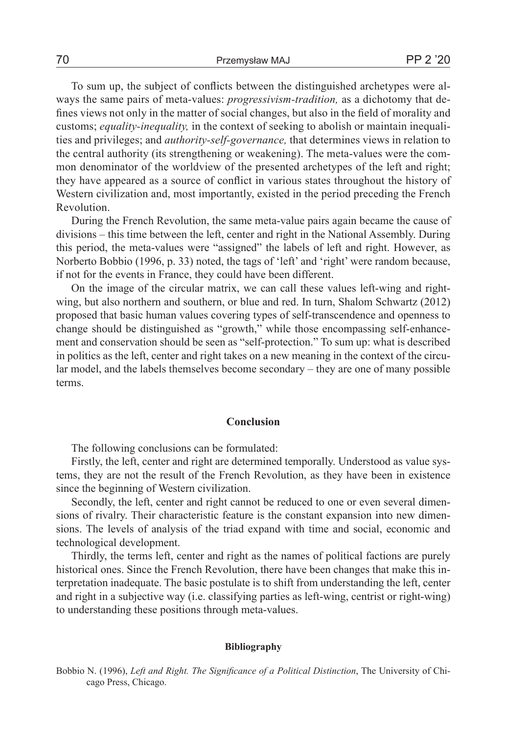To sum up, the subject of conflicts between the distinguished archetypes were always the same pairs of meta-values: *progressivism-tradition,* as a dichotomy that defines views not only in the matter of social changes, but also in the field of morality and customs; *equality-inequality,* in the context of seeking to abolish or maintain inequalities and privileges; and *authority-self-governance,* that determines views in relation to the central authority (its strengthening or weakening). The meta-values were the common denominator of the worldview of the presented archetypes of the left and right; they have appeared as a source of conflict in various states throughout the history of Western civilization and, most importantly, existed in the period preceding the French Revolution.

During the French Revolution, the same meta-value pairs again became the cause of divisions – this time between the left, center and right in the National Assembly. During this period, the meta-values were "assigned" the labels of left and right. However, as Norberto Bobbio (1996, p. 33) noted, the tags of 'left' and 'right' were random because, if not for the events in France, they could have been different.

On the image of the circular matrix, we can call these values left-wing and right-wing, but also northern and southern, or blue and red. In turn, Shalom Schwartz (2012) proposed that basic human values covering types of self-transcendence and openness to change should be distinguished as "growth," while those encompassing self-enhancement and conservation should be seen as "self-protection." To sum up: what is described in politics as the left, center and right takes on a new meaning in the context of the circular model, and the labels themselves become secondary – they are one of many possible terms.

## Conclusion

The following conclusions can be formulated:

Firstly, the left, center and right are determined temporally. Understood as value systems, they are not the result of the French Revolution, as they have been in existence since the beginning of Western civilization.

Secondly, the left, center and right cannot be reduced to one or even several dimensions of rivalry. Their characteristic feature is the constant expansion into new dimensions. The levels of analysis of the triad expand with time and social, economic and technological development.

Thirdly, the terms left, center and right as the names of political factions are purely historical ones. Since the French Revolution, there have been changes that make this interpretation inadequate. The basic postulate is to shift from understanding the left, center and right in a subjective way (i.e. classifying parties as left-wing, centrist or right-wing) to understanding these positions through meta-values.

## Bibliography

Bobbio N. (1996), *Left and Right. The Significance of a Political Distinction*, The University of Chicago Press, Chicago.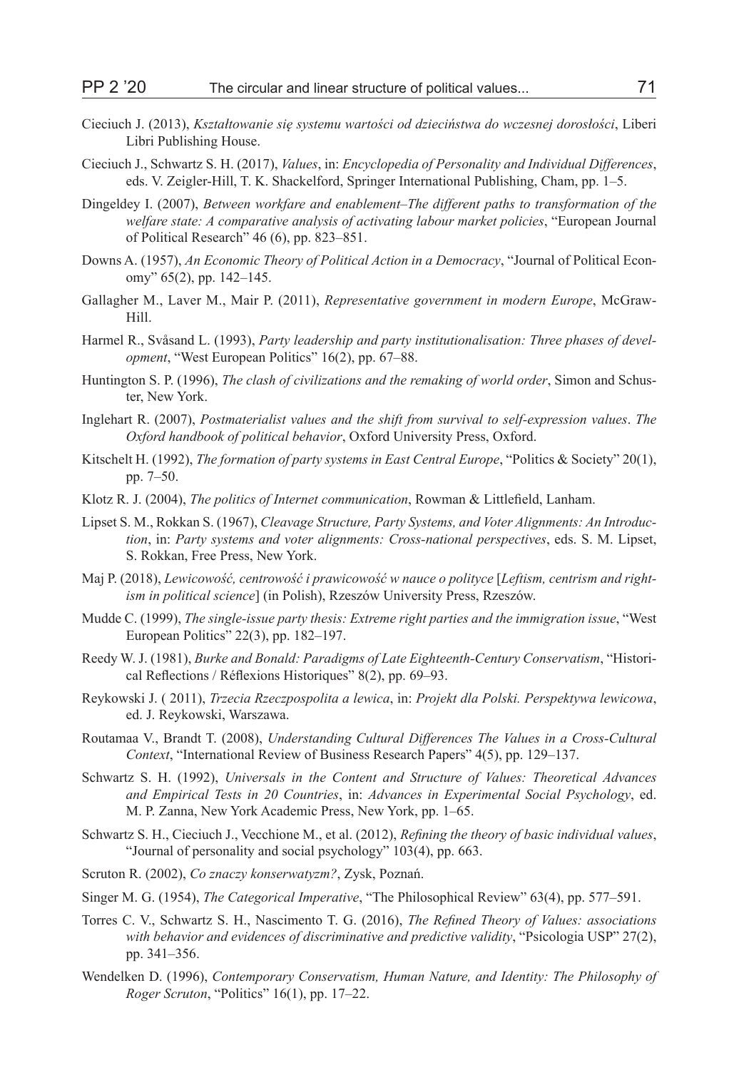Cieciuch J. (2013), *Kształtowanie się systemu wartości od dzieciństwa do wczesnej dorosłości*, Liberi Libri Publishing House.

Cieciuch J., Schwartz S. H. (2017), *Values*, in: *Encyclopedia of Personality and Individual Differences*, eds. V. Zeigler-Hill, T. K. Shackelford, Springer International Publishing, Cham, pp. 1–5.

Dingeldey I. (2007), *Between workfare and enablement–The different paths to transformation of the welfare state: A comparative analysis of activating labour market policies*, "European Journal of Political Research" 46 (6), pp. 823–851.

Downs A. (1957), *An Economic Theory of Political Action in a Democracy*, "Journal of Political Economy" 65(2), pp. 142–145.

Gallagher M., Laver M., Mair P. (2011), *Representative government in modern Europe*, McGraw-Hill.

Harmel R., Svåsand L. (1993), *Party leadership and party institutionalisation: Three phases of development*, "West European Politics" 16(2), pp. 67–88.

Huntington S. P. (1996), *The clash of civilizations and the remaking of world order*, Simon and Schuster, New York.

Inglehart R. (2007), *Postmaterialist values and the shift from survival to self-expression values*. *The Oxford handbook of political behavior*, Oxford University Press, Oxford.

Kitschelt H. (1992), *The formation of party systems in East Central Europe*, "Politics & Society" 20(1), pp. 7–50.

Klotz R. J. (2004), *The politics of Internet communication*, Rowman & Littlefield, Lanham.

Lipset S. M., Rokkan S. (1967), *Cleavage Structure, Party Systems, and Voter Alignments: An Introduction*, in: *Party systems and voter alignments: Cross-national perspectives*, eds. S. M. Lipset, S. Rokkan, Free Press, New York.

Maj P. (2018), *Lewicowość, centrowość i prawicowość w nauce o polityce* [*Leftism, centrism and rightism in political science*] (in Polish), Rzeszów University Press, Rzeszów.

Mudde C. (1999), *The single-issue party thesis: Extreme right parties and the immigration issue*, "West European Politics" 22(3), pp. 182–197.

Reedy W. J. (1981), *Burke and Bonald: Paradigms of Late Eighteenth-Century Conservatism*, "Historical Reflections / Réflexions Historiques" 8(2), pp. 69–93.

Reykowski J. ( 2011), *Trzecia Rzeczpospolita a lewica*, in: *Projekt dla Polski. Perspektywa lewicowa*, ed. J. Reykowski, Warszawa.

Routamaa V., Brandt T. (2008), *Understanding Cultural Differences The Values in a Cross-Cultural Context*, "International Review of Business Research Papers" 4(5), pp. 129–137.

Schwartz S. H. (1992), *Universals in the Content and Structure of Values: Theoretical Advances and Empirical Tests in 20 Countries*, in: *Advances in Experimental Social Psychology*, ed. M. P. Zanna, New York Academic Press, New York, pp. 1–65.

Schwartz S. H., Cieciuch J., Vecchione M., et al. (2012), *Refining the theory of basic individual values*, "Journal of personality and social psychology" 103(4), pp. 663.

Scruton R. (2002), *Co znaczy konserwatyzm?*, Zysk, Poznań.

Singer M. G. (1954), *The Categorical Imperative*, "The Philosophical Review" 63(4), pp. 577–591.

Torres C. V., Schwartz S. H., Nascimento T. G. (2016), *The Refined Theory of Values: associations with behavior and evidences of discriminative and predictive validity*, "Psicologia USP" 27(2), pp. 341–356.

Wendelken D. (1996), *Contemporary Conservatism, Human Nature, and Identity: The Philosophy of Roger Scruton*, "Politics" 16(1), pp. 17–22.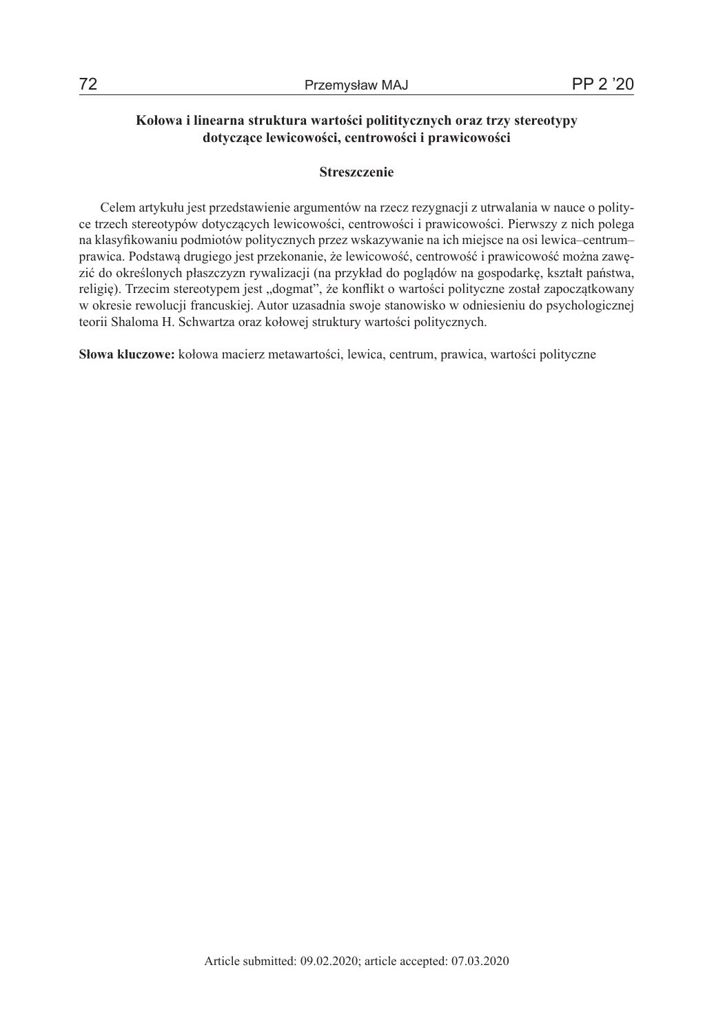**Kołowa i linearna struktura wartości polititycznych oraz trzy stereotypy dotyczące lewicowości, centrowości i prawicowości**

**Streszczenie**

Celem artykułu jest przedstawienie argumentów na rzecz rezygnacji z utrwalania w nauce o polityce trzech stereotypów dotyczących lewicowości, centrowości i prawicowości. Pierwszy z nich polega na klasyfikowaniu podmiotów politycznych przez wskazywanie na ich miejsce na osi lewica–centrum–prawica. Podstawą drugiego jest przekonanie, że lewicowość, centrowość i prawicowość można zawęzić do określonych płaszczyzn rywalizacji (na przykład do poglądów na gospodarkę, kształt państwa, religię). Trzecim stereotypem jest „dogmat", że konflikt o wartości polityczne został zapoczątkowany w okresie rewolucji francuskiej. Autor uzasadnia swoje stanowisko w odniesieniu do psychologicznej teorii Shaloma H. Schwartza oraz kołowej struktury wartości politycznych.

**Słowa kluczowe:** kołowa macierz metawartości, lewica, centrum, prawica, wartości polityczne

Article submitted: 09.02.2020; article accepted: 07.03.2020